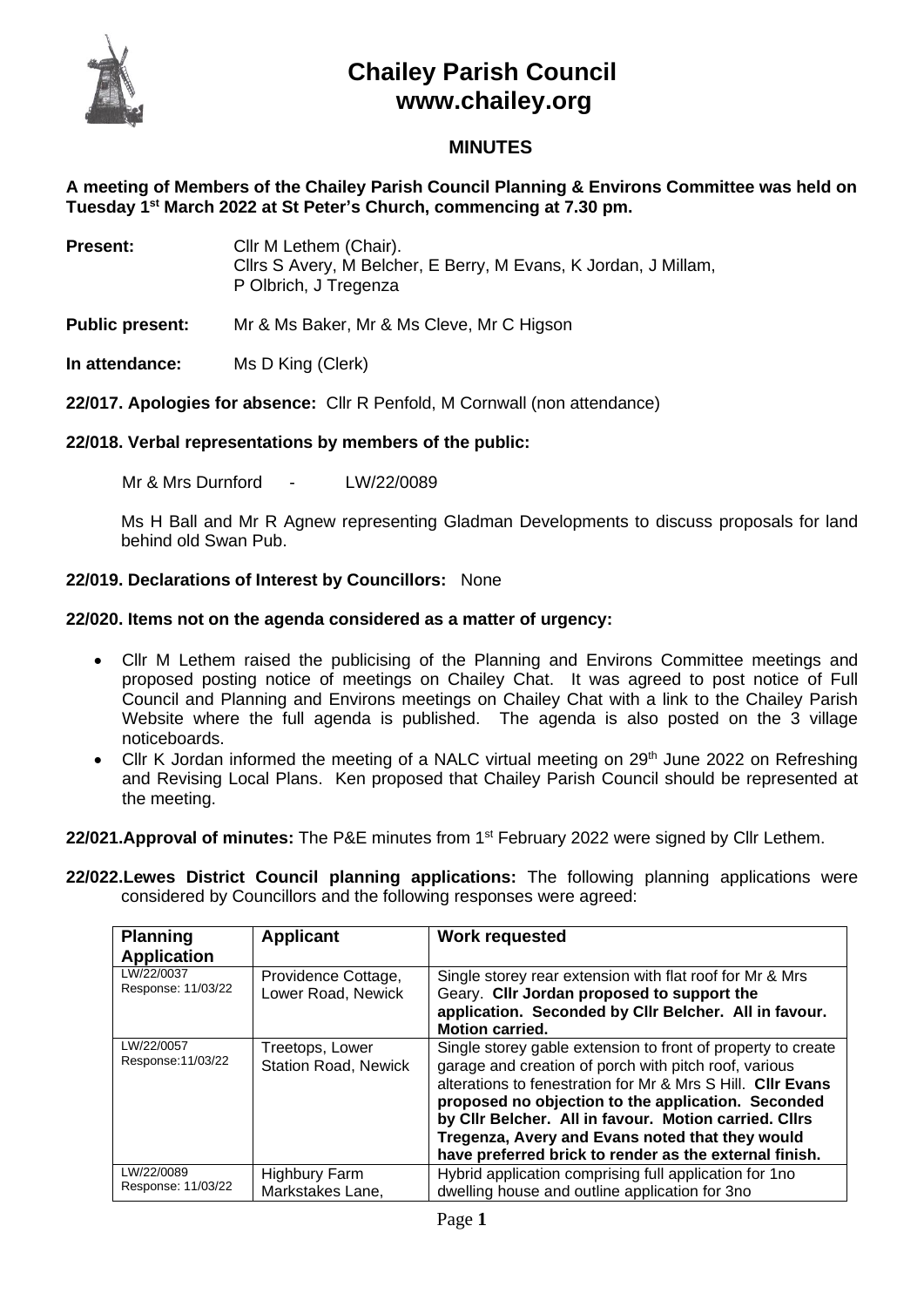# Chailey Parish Council
# www.chailey.org

## MINUTES

**A meeting of Members of the Chailey Parish Council Planning & Environs Committee was held on Tuesday 1st March 2022 at St Peter's Church, commencing at 7.30 pm.**

**Present:** Cllr M Lethem (Chair).
Cllrs S Avery, M Belcher, E Berry, M Evans, K Jordan, J Millam, P Olbrich, J Tregenza

**Public present:** Mr & Ms Baker, Mr & Ms Cleve, Mr C Higson

**In attendance:** Ms D King (Clerk)

**22/017. Apologies for absence:** Cllr R Penfold, M Cornwall (non attendance)

**22/018. Verbal representations by members of the public:**

Mr & Mrs Durnford - LW/22/0089

Ms H Ball and Mr R Agnew representing Gladman Developments to discuss proposals for land behind old Swan Pub.

**22/019. Declarations of Interest by Councillors:** None

**22/020. Items not on the agenda considered as a matter of urgency:**

- Cllr M Lethem raised the publicising of the Planning and Environs Committee meetings and proposed posting notice of meetings on Chailey Chat. It was agreed to post notice of Full Council and Planning and Environs meetings on Chailey Chat with a link to the Chailey Parish Website where the full agenda is published. The agenda is also posted on the 3 village noticeboards.
- Cllr K Jordan informed the meeting of a NALC virtual meeting on 29th June 2022 on Refreshing and Revising Local Plans. Ken proposed that Chailey Parish Council should be represented at the meeting.

**22/021. Approval of minutes:** The P&E minutes from 1st February 2022 were signed by Cllr Lethem.

**22/022. Lewes District Council planning applications:** The following planning applications were considered by Councillors and the following responses were agreed:

| Planning Application | Applicant | Work requested |
|---|---|---|
| LW/22/0037<br>Response: 11/03/22 | Providence Cottage, Lower Road, Newick | Single storey rear extension with flat roof for Mr & Mrs Geary. **Cllr Jordan proposed to support the application. Seconded by Cllr Belcher. All in favour. Motion carried.** |
| LW/22/0057<br>Response: 11/03/22 | Treetops, Lower Station Road, Newick | Single storey gable extension to front of property to create garage and creation of porch with pitch roof, various alterations to fenestration for Mr & Mrs S Hill. **Cllr Evans proposed no objection to the application. Seconded by Cllr Belcher. All in favour. Motion carried. Cllrs Tregenza, Avery and Evans noted that they would have preferred brick to render as the external finish.** |
| LW/22/0089<br>Response: 11/03/22 | Highbury Farm Markstakes Lane, | Hybrid application comprising full application for 1no dwelling house and outline application for 3no |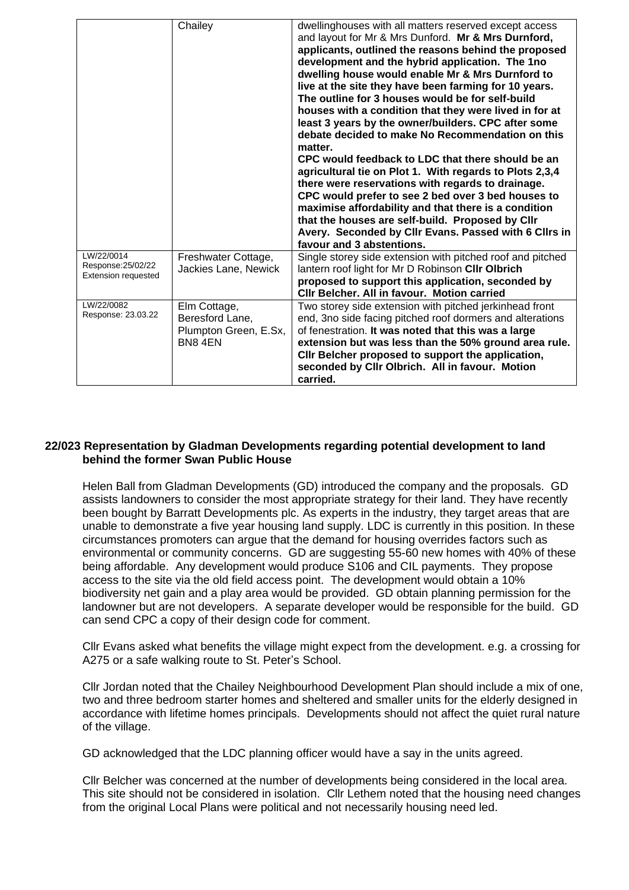| | Chailey | dwellinghouses with all matters reserved except access and layout for Mr & Mrs Dunford. **Mr & Mrs Durnford, applicants, outlined the reasons behind the proposed development and the hybrid application. The 1no dwelling house would enable Mr & Mrs Durnford to live at the site they have been farming for 10 years. The outline for 3 houses would be for self-build houses with a condition that they were lived in for at least 3 years by the owner/builders. CPC after some debate decided to make No Recommendation on this matter. CPC would feedback to LDC that there should be an agricultural tie on Plot 1. With regards to Plots 2,3,4 there were reservations with regards to drainage. CPC would prefer to see 2 bed over 3 bed houses to maximise affordability and that there is a condition that the houses are self-build. Proposed by Cllr Avery. Seconded by Cllr Evans. Passed with 6 Cllrs in favour and 3 abstentions.** |
|---|---|---|
| LW/22/0014 Response:25/02/22 Extension requested | Freshwater Cottage, Jackies Lane, Newick | Single storey side extension with pitched roof and pitched lantern roof light for Mr D Robinson **Cllr Olbrich proposed to support this application, seconded by Cllr Belcher. All in favour. Motion carried** |
| LW/22/0082 Response: 23.03.22 | Elm Cottage, Beresford Lane, Plumpton Green, E.Sx, BN8 4EN | Two storey side extension with pitched jerkinhead front end, 3no side facing pitched roof dormers and alterations of fenestration. **It was noted that this was a large extension but was less than the 50% ground area rule. Cllr Belcher proposed to support the application, seconded by Cllr Olbrich. All in favour. Motion carried.** |

## 22/023 Representation by Gladman Developments regarding potential development to land behind the former Swan Public House

Helen Ball from Gladman Developments (GD) introduced the company and the proposals. GD assists landowners to consider the most appropriate strategy for their land. They have recently been bought by Barratt Developments plc. As experts in the industry, they target areas that are unable to demonstrate a five year housing land supply. LDC is currently in this position. In these circumstances promoters can argue that the demand for housing overrides factors such as environmental or community concerns. GD are suggesting 55-60 new homes with 40% of these being affordable. Any development would produce S106 and CIL payments. They propose access to the site via the old field access point. The development would obtain a 10% biodiversity net gain and a play area would be provided. GD obtain planning permission for the landowner but are not developers. A separate developer would be responsible for the build. GD can send CPC a copy of their design code for comment.

Cllr Evans asked what benefits the village might expect from the development. e.g. a crossing for A275 or a safe walking route to St. Peter's School.

Cllr Jordan noted that the Chailey Neighbourhood Development Plan should include a mix of one, two and three bedroom starter homes and sheltered and smaller units for the elderly designed in accordance with lifetime homes principals. Developments should not affect the quiet rural nature of the village.

GD acknowledged that the LDC planning officer would have a say in the units agreed.

Cllr Belcher was concerned at the number of developments being considered in the local area. This site should not be considered in isolation. Cllr Lethem noted that the housing need changes from the original Local Plans were political and not necessarily housing need led.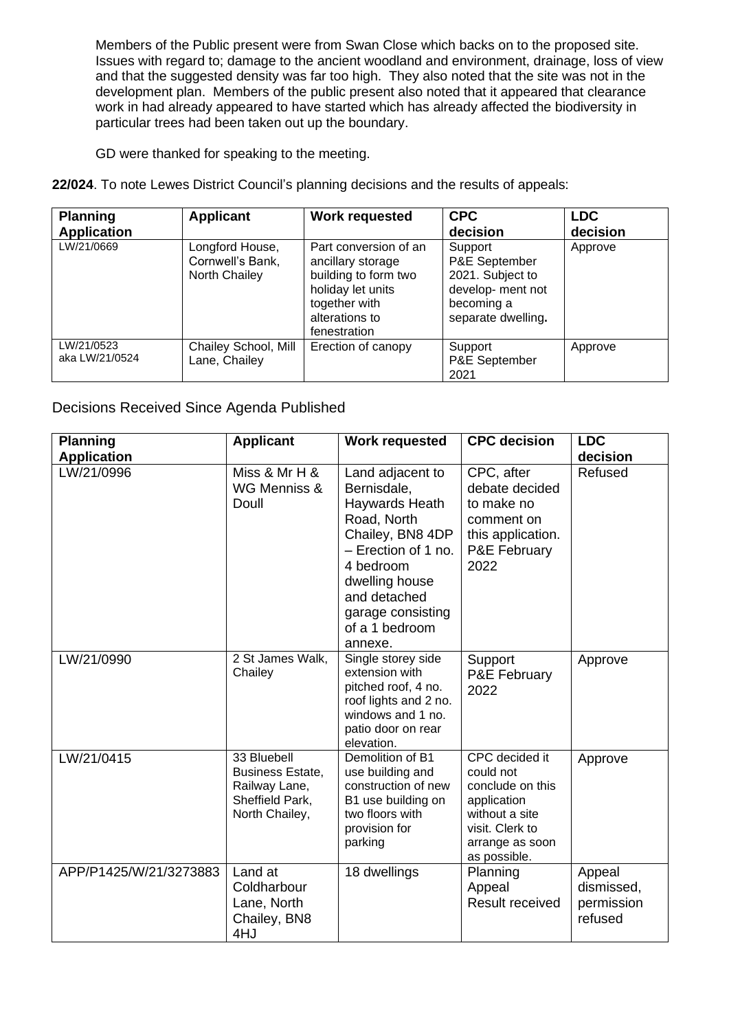Members of the Public present were from Swan Close which backs on to the proposed site. Issues with regard to; damage to the ancient woodland and environment, drainage, loss of view and that the suggested density was far too high. They also noted that the site was not in the development plan. Members of the public present also noted that it appeared that clearance work in had already appeared to have started which has already affected the biodiversity in particular trees had been taken out up the boundary.

GD were thanked for speaking to the meeting.

**22/024**. To note Lewes District Council's planning decisions and the results of appeals:

| Planning Application | Applicant | Work requested | CPC decision | LDC decision |
|---|---|---|---|---|
| LW/21/0669 | Longford House, Cornwell's Bank, North Chailey | Part conversion of an ancillary storage building to form two holiday let units together with alterations to fenestration | Support P&E September 2021. Subject to develop- ment not becoming a separate dwelling**.** | Approve |
| LW/21/0523 aka LW/21/0524 | Chailey School, Mill Lane, Chailey | Erection of canopy | Support P&E September 2021 | Approve |

Decisions Received Since Agenda Published

| Planning Application | Applicant | Work requested | CPC decision | LDC decision |
|---|---|---|---|---|
| LW/21/0996 | Miss & Mr H & WG Menniss & Doull | Land adjacent to Bernisdale, Haywards Heath Road, North Chailey, BN8 4DP – Erection of 1 no. 4 bedroom dwelling house and detached garage consisting of a 1 bedroom annexe. | CPC, after debate decided to make no comment on this application. P&E February 2022 | Refused |
| LW/21/0990 | 2 St James Walk, Chailey | Single storey side extension with pitched roof, 4 no. roof lights and 2 no. windows and 1 no. patio door on rear elevation. | Support P&E February 2022 | Approve |
| LW/21/0415 | 33 Bluebell Business Estate, Railway Lane, Sheffield Park, North Chailey, | Demolition of B1 use building and construction of new B1 use building on two floors with provision for parking | CPC decided it could not conclude on this application without a site visit. Clerk to arrange as soon as possible. | Approve |
| APP/P1425/W/21/3273883 | Land at Coldharbour Lane, North Chailey, BN8 4HJ | 18 dwellings | Planning Appeal Result received | Appeal dismissed, permission refused |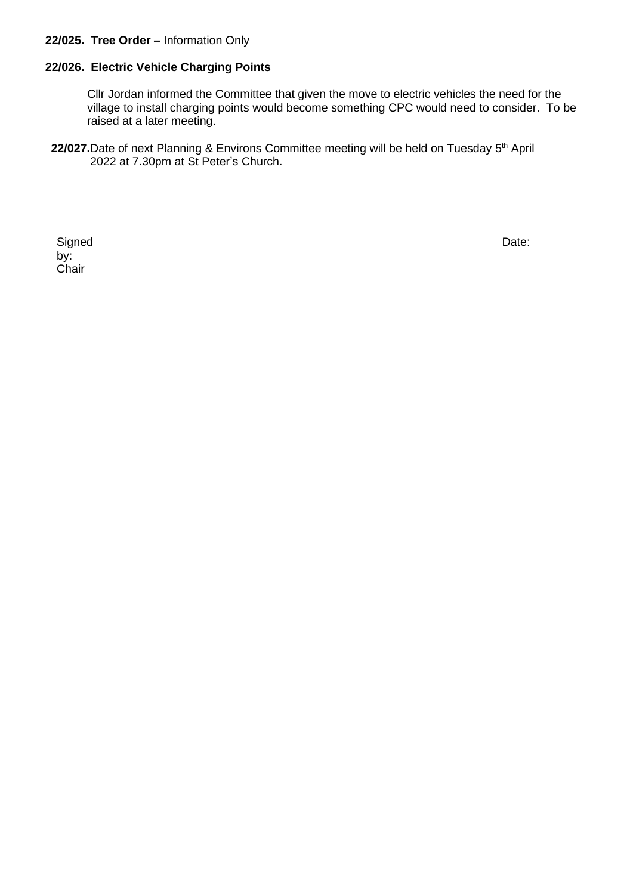**22/025. Tree Order –** Information Only

**22/026. Electric Vehicle Charging Points**

Cllr Jordan informed the Committee that given the move to electric vehicles the need for the village to install charging points would become something CPC would need to consider. To be raised at a later meeting.

**22/027.** Date of next Planning & Environs Committee meeting will be held on Tuesday 5th April 2022 at 7.30pm at St Peter's Church.

Signed by: Chair

Date: